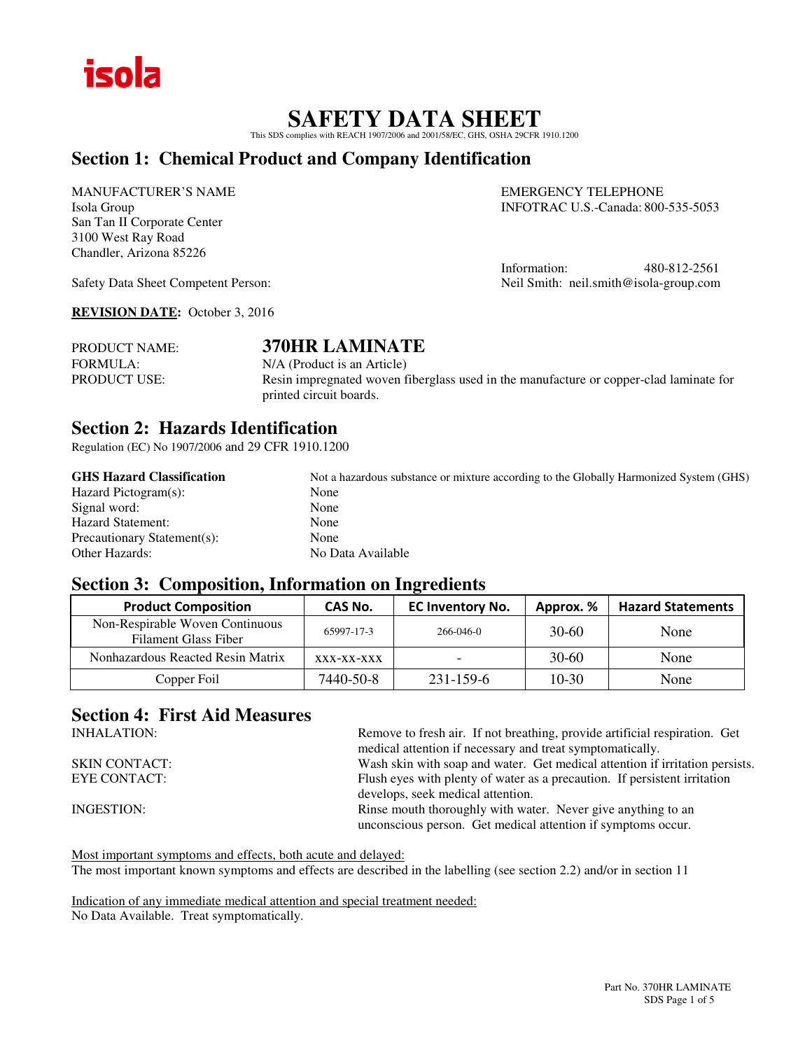isola

# SAFETY DATA SHEET

This SDS complies with REACH 1907/2006 and 2001/58/EC, GHS, OSHA 29CFR 1910.1200

## Section 1: Chemical Product and Company Identification

MANUFACTURER'S NAME
Isola Group
San Tan II Corporate Center
3100 West Ray Road
Chandler, Arizona 85226

EMERGENCY TELEPHONE
INFOTRAC U.S.-Canada: 800-535-5053

Information: 480-812-2561

Safety Data Sheet Competent Person: Neil Smith: neil.smith@isola-group.com

**REVISION DATE:** October 3, 2016

PRODUCT NAME: **370HR LAMINATE**
FORMULA: N/A (Product is an Article)
PRODUCT USE: Resin impregnated woven fiberglass used in the manufacture or copper-clad laminate for printed circuit boards.

## Section 2: Hazards Identification

Regulation (EC) No 1907/2006 and 29 CFR 1910.1200

| | |
|---|---|
| **GHS Hazard Classification** | Not a hazardous substance or mixture according to the Globally Harmonized System (GHS) |
| Hazard Pictogram(s): | None |
| Signal word: | None |
| Hazard Statement: | None |
| Precautionary Statement(s): | None |
| Other Hazards: | No Data Available |

## Section 3: Composition, Information on Ingredients

| Product Composition | CAS No. | EC Inventory No. | Approx. % | Hazard Statements |
|---|---|---|---|---|
| Non-Respirable Woven Continuous Filament Glass Fiber | 65997-17-3 | 266-046-0 | 30-60 | None |
| Nonhazardous Reacted Resin Matrix | xxx-xx-xxx | - | 30-60 | None |
| Copper Foil | 7440-50-8 | 231-159-6 | 10-30 | None |

## Section 4: First Aid Measures

| | |
|---|---|
| INHALATION: | Remove to fresh air. If not breathing, provide artificial respiration. Get medical attention if necessary and treat symptomatically. |
| SKIN CONTACT: | Wash skin with soap and water. Get medical attention if irritation persists. |
| EYE CONTACT: | Flush eyes with plenty of water as a precaution. If persistent irritation develops, seek medical attention. |
| INGESTION: | Rinse mouth thoroughly with water. Never give anything to an unconscious person. Get medical attention if symptoms occur. |

Most important symptoms and effects, both acute and delayed:
The most important known symptoms and effects are described in the labelling (see section 2.2) and/or in section 11

Indication of any immediate medical attention and special treatment needed:
No Data Available. Treat symptomatically.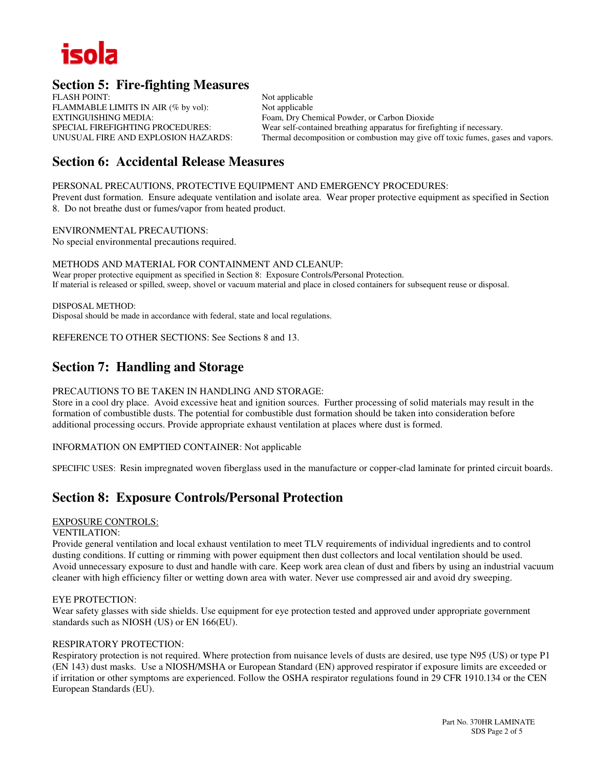## Section 5: Fire-fighting Measures

| | |
|---|---|
| FLASH POINT: | Not applicable |
| FLAMMABLE LIMITS IN AIR (% by vol): | Not applicable |
| EXTINGUISHING MEDIA: | Foam, Dry Chemical Powder, or Carbon Dioxide |
| SPECIAL FIREFIGHTING PROCEDURES: | Wear self-contained breathing apparatus for firefighting if necessary. |
| UNUSUAL FIRE AND EXPLOSION HAZARDS: | Thermal decomposition or combustion may give off toxic fumes, gases and vapors. |

## Section 6: Accidental Release Measures

PERSONAL PRECAUTIONS, PROTECTIVE EQUIPMENT AND EMERGENCY PROCEDURES:
Prevent dust formation. Ensure adequate ventilation and isolate area. Wear proper protective equipment as specified in Section 8. Do not breathe dust or fumes/vapor from heated product.

ENVIRONMENTAL PRECAUTIONS:
No special environmental precautions required.

METHODS AND MATERIAL FOR CONTAINMENT AND CLEANUP:
Wear proper protective equipment as specified in Section 8: Exposure Controls/Personal Protection.
If material is released or spilled, sweep, shovel or vacuum material and place in closed containers for subsequent reuse or disposal.

DISPOSAL METHOD:
Disposal should be made in accordance with federal, state and local regulations.

REFERENCE TO OTHER SECTIONS: See Sections 8 and 13.

## Section 7: Handling and Storage

PRECAUTIONS TO BE TAKEN IN HANDLING AND STORAGE:
Store in a cool dry place. Avoid excessive heat and ignition sources. Further processing of solid materials may result in the formation of combustible dusts. The potential for combustible dust formation should be taken into consideration before additional processing occurs. Provide appropriate exhaust ventilation at places where dust is formed.

INFORMATION ON EMPTIED CONTAINER: Not applicable

SPECIFIC USES: Resin impregnated woven fiberglass used in the manufacture or copper-clad laminate for printed circuit boards.

## Section 8: Exposure Controls/Personal Protection

EXPOSURE CONTROLS:

VENTILATION:
Provide general ventilation and local exhaust ventilation to meet TLV requirements of individual ingredients and to control dusting conditions. If cutting or rimming with power equipment then dust collectors and local ventilation should be used. Avoid unnecessary exposure to dust and handle with care. Keep work area clean of dust and fibers by using an industrial vacuum cleaner with high efficiency filter or wetting down area with water. Never use compressed air and avoid dry sweeping.

EYE PROTECTION:
Wear safety glasses with side shields. Use equipment for eye protection tested and approved under appropriate government standards such as NIOSH (US) or EN 166(EU).

RESPIRATORY PROTECTION:
Respiratory protection is not required. Where protection from nuisance levels of dusts are desired, use type N95 (US) or type P1 (EN 143) dust masks. Use a NIOSH/MSHA or European Standard (EN) approved respirator if exposure limits are exceeded or if irritation or other symptoms are experienced. Follow the OSHA respirator regulations found in 29 CFR 1910.134 or the CEN European Standards (EU).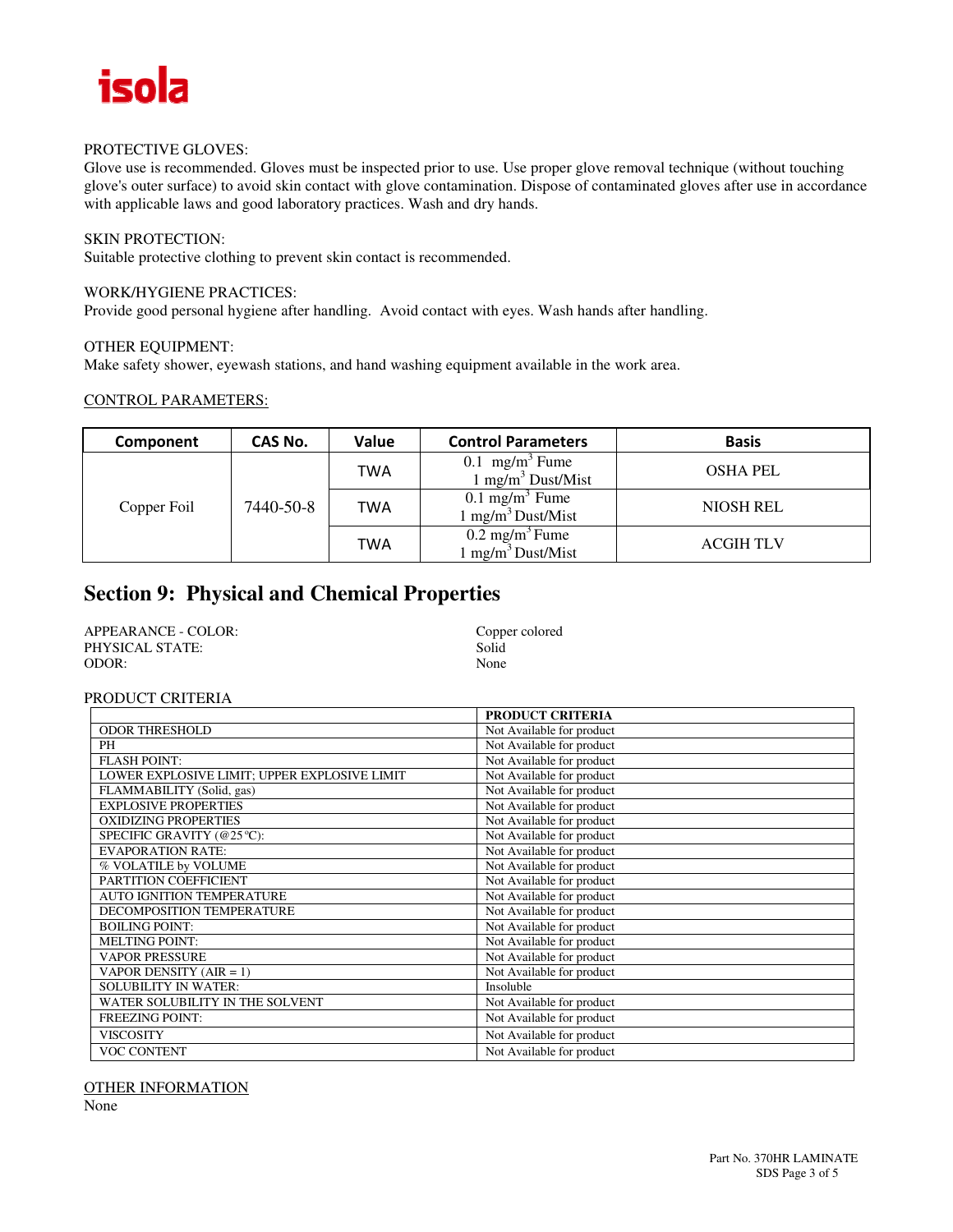PROTECTIVE GLOVES:
Glove use is recommended. Gloves must be inspected prior to use. Use proper glove removal technique (without touching glove's outer surface) to avoid skin contact with glove contamination. Dispose of contaminated gloves after use in accordance with applicable laws and good laboratory practices. Wash and dry hands.

SKIN PROTECTION:
Suitable protective clothing to prevent skin contact is recommended.

WORK/HYGIENE PRACTICES:
Provide good personal hygiene after handling. Avoid contact with eyes. Wash hands after handling.

OTHER EQUIPMENT:
Make safety shower, eyewash stations, and hand washing equipment available in the work area.

CONTROL PARAMETERS:

| Component | CAS No. | Value | Control Parameters | Basis |
|---|---|---|---|---|
| Copper Foil | 7440-50-8 | TWA | 0.1 $mg/m^3$ Fume<br>1 $mg/m^3$ Dust/Mist | OSHA PEL |
| | | TWA | 0.1 $mg/m^3$ Fume<br>1 $mg/m^3$ Dust/Mist | NIOSH REL |
| | | TWA | 0.2 $mg/m^3$ Fume<br>1 $mg/m^3$ Dust/Mist | ACGIH TLV |

## Section 9: Physical and Chemical Properties

APPEARANCE - COLOR: Copper colored
PHYSICAL STATE: Solid
ODOR: None

PRODUCT CRITERIA

| | PRODUCT CRITERIA |
|---|---|
| ODOR THRESHOLD | Not Available for product |
| PH | Not Available for product |
| FLASH POINT: | Not Available for product |
| LOWER EXPLOSIVE LIMIT; UPPER EXPLOSIVE LIMIT | Not Available for product |
| FLAMMABILITY (Solid, gas) | Not Available for product |
| EXPLOSIVE PROPERTIES | Not Available for product |
| OXIDIZING PROPERTIES | Not Available for product |
| SPECIFIC GRAVITY (@25°C): | Not Available for product |
| EVAPORATION RATE: | Not Available for product |
| % VOLATILE by VOLUME | Not Available for product |
| PARTITION COEFFICIENT | Not Available for product |
| AUTO IGNITION TEMPERATURE | Not Available for product |
| DECOMPOSITION TEMPERATURE | Not Available for product |
| BOILING POINT: | Not Available for product |
| MELTING POINT: | Not Available for product |
| VAPOR PRESSURE | Not Available for product |
| VAPOR DENSITY (AIR = 1) | Not Available for product |
| SOLUBILITY IN WATER: | Insoluble |
| WATER SOLUBILITY IN THE SOLVENT | Not Available for product |
| FREEZING POINT: | Not Available for product |
| VISCOSITY | Not Available for product |
| VOC CONTENT | Not Available for product |

OTHER INFORMATION
None

Part No. 370HR LAMINATE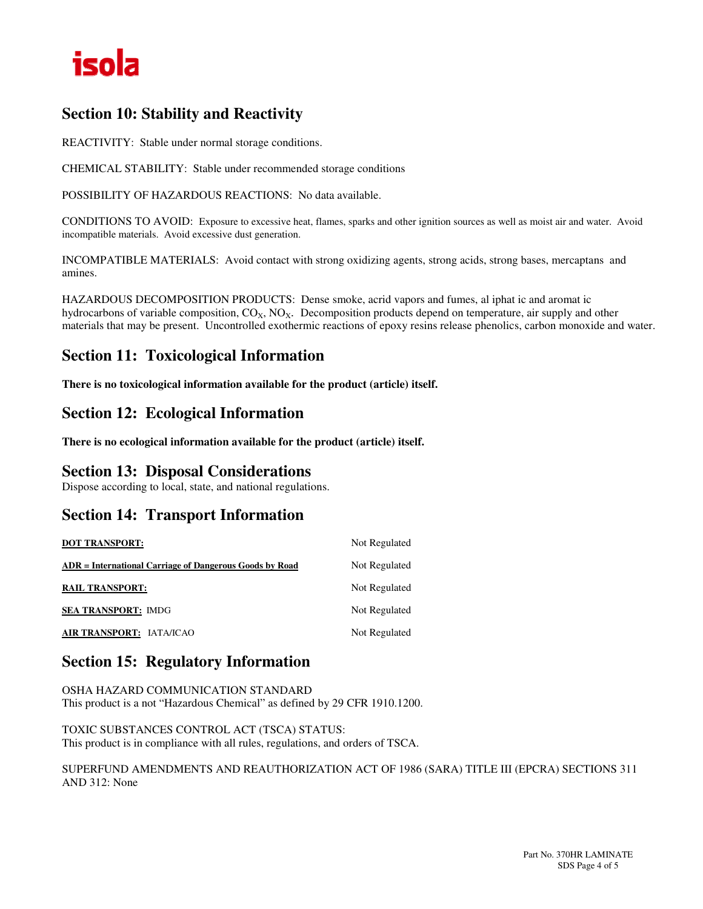## Section 10: Stability and Reactivity

REACTIVITY: Stable under normal storage conditions.

CHEMICAL STABILITY: Stable under recommended storage conditions

POSSIBILITY OF HAZARDOUS REACTIONS: No data available.

CONDITIONS TO AVOID: Exposure to excessive heat, flames, sparks and other ignition sources as well as moist air and water. Avoid incompatible materials. Avoid excessive dust generation.

INCOMPATIBLE MATERIALS: Avoid contact with strong oxidizing agents, strong acids, strong bases, mercaptans and amines.

HAZARDOUS DECOMPOSITION PRODUCTS: Dense smoke, acrid vapors and fumes, al iphat ic and aromat ic hydrocarbons of variable composition, $CO_X$, $NO_X$. Decomposition products depend on temperature, air supply and other materials that may be present. Uncontrolled exothermic reactions of epoxy resins release phenolics, carbon monoxide and water.

## Section 11: Toxicological Information

**There is no toxicological information available for the product (article) itself.**

## Section 12: Ecological Information

**There is no ecological information available for the product (article) itself.**

## Section 13: Disposal Considerations

Dispose according to local, state, and national regulations.

## Section 14: Transport Information

| | |
|---|---|
| **DOT TRANSPORT:** | Not Regulated |
| **ADR = International Carriage of Dangerous Goods by Road** | Not Regulated |
| **RAIL TRANSPORT:** | Not Regulated |
| **SEA TRANSPORT:** IMDG | Not Regulated |
| **AIR TRANSPORT:** IATA/ICAO | Not Regulated |

## Section 15: Regulatory Information

OSHA HAZARD COMMUNICATION STANDARD
This product is a not "Hazardous Chemical" as defined by 29 CFR 1910.1200.

TOXIC SUBSTANCES CONTROL ACT (TSCA) STATUS:
This product is in compliance with all rules, regulations, and orders of TSCA.

SUPERFUND AMENDMENTS AND REAUTHORIZATION ACT OF 1986 (SARA) TITLE III (EPCRA) SECTIONS 311 AND 312: None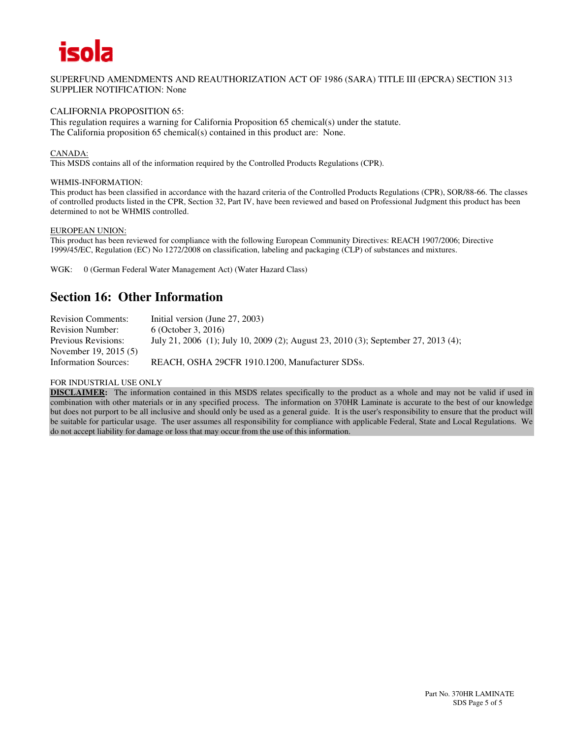SUPERFUND AMENDMENTS AND REAUTHORIZATION ACT OF 1986 (SARA) TITLE III (EPCRA) SECTION 313 SUPPLIER NOTIFICATION: None

CALIFORNIA PROPOSITION 65:
This regulation requires a warning for California Proposition 65 chemical(s) under the statute.
The California proposition 65 chemical(s) contained in this product are: None.

CANADA:
This MSDS contains all of the information required by the Controlled Products Regulations (CPR).

WHMIS-INFORMATION:
This product has been classified in accordance with the hazard criteria of the Controlled Products Regulations (CPR), SOR/88-66. The classes of controlled products listed in the CPR, Section 32, Part IV, have been reviewed and based on Professional Judgment this product has been determined to not be WHMIS controlled.

EUROPEAN UNION:
This product has been reviewed for compliance with the following European Community Directives: REACH 1907/2006; Directive 1999/45/EC, Regulation (EC) No 1272/2008 on classification, labeling and packaging (CLP) of substances and mixtures.

WGK: 0 (German Federal Water Management Act) (Water Hazard Class)

## Section 16: Other Information

Revision Comments: Initial version (June 27, 2003)
Revision Number: 6 (October 3, 2016)
Previous Revisions: July 21, 2006 (1); July 10, 2009 (2); August 23, 2010 (3); September 27, 2013 (4); November 19, 2015 (5)
Information Sources: REACH, OSHA 29CFR 1910.1200, Manufacturer SDSs.

FOR INDUSTRIAL USE ONLY

**DISCLAIMER:** The information contained in this MSDS relates specifically to the product as a whole and may not be valid if used in combination with other materials or in any specified process. The information on 370HR Laminate is accurate to the best of our knowledge but does not purport to be all inclusive and should only be used as a general guide. It is the user's responsibility to ensure that the product will be suitable for particular usage. The user assumes all responsibility for compliance with applicable Federal, State and Local Regulations. We do not accept liability for damage or loss that may occur from the use of this information.